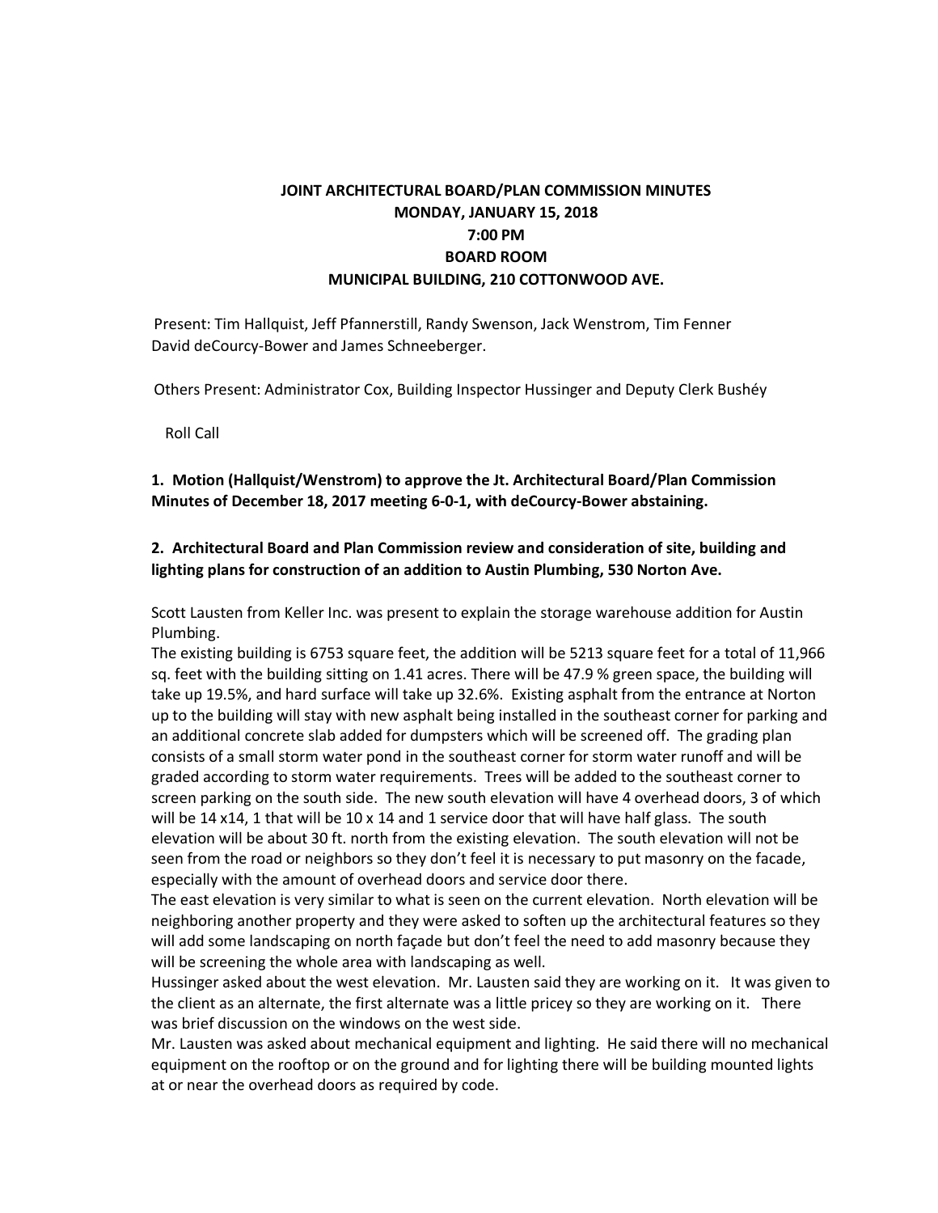# JOINT ARCHITECTURAL BOARD/PLAN COMMISSION MINUTES
## MONDAY, JANUARY 15, 2018
## 7:00 PM
## BOARD ROOM
## MUNICIPAL BUILDING, 210 COTTONWOOD AVE.

Present: Tim Hallquist, Jeff Pfannerstill, Randy Swenson, Jack Wenstrom, Tim Fenner David deCourcy-Bower and James Schneeberger.

Others Present: Administrator Cox, Building Inspector Hussinger and Deputy Clerk Bushéy

Roll Call

**1. Motion (Hallquist/Wenstrom) to approve the Jt. Architectural Board/Plan Commission Minutes of December 18, 2017 meeting 6-0-1, with deCourcy-Bower abstaining.**

**2. Architectural Board and Plan Commission review and consideration of site, building and lighting plans for construction of an addition to Austin Plumbing, 530 Norton Ave.**

Scott Lausten from Keller Inc. was present to explain the storage warehouse addition for Austin Plumbing.

The existing building is 6753 square feet, the addition will be 5213 square feet for a total of 11,966 sq. feet with the building sitting on 1.41 acres. There will be 47.9 % green space, the building will take up 19.5%, and hard surface will take up 32.6%. Existing asphalt from the entrance at Norton up to the building will stay with new asphalt being installed in the southeast corner for parking and an additional concrete slab added for dumpsters which will be screened off. The grading plan consists of a small storm water pond in the southeast corner for storm water runoff and will be graded according to storm water requirements. Trees will be added to the southeast corner to screen parking on the south side. The new south elevation will have 4 overhead doors, 3 of which will be 14 x14, 1 that will be 10 x 14 and 1 service door that will have half glass. The south elevation will be about 30 ft. north from the existing elevation. The south elevation will not be seen from the road or neighbors so they don't feel it is necessary to put masonry on the facade, especially with the amount of overhead doors and service door there.

The east elevation is very similar to what is seen on the current elevation. North elevation will be neighboring another property and they were asked to soften up the architectural features so they will add some landscaping on north façade but don't feel the need to add masonry because they will be screening the whole area with landscaping as well.

Hussinger asked about the west elevation. Mr. Lausten said they are working on it. It was given to the client as an alternate, the first alternate was a little pricey so they are working on it. There was brief discussion on the windows on the west side.

Mr. Lausten was asked about mechanical equipment and lighting. He said there will no mechanical equipment on the rooftop or on the ground and for lighting there will be building mounted lights at or near the overhead doors as required by code.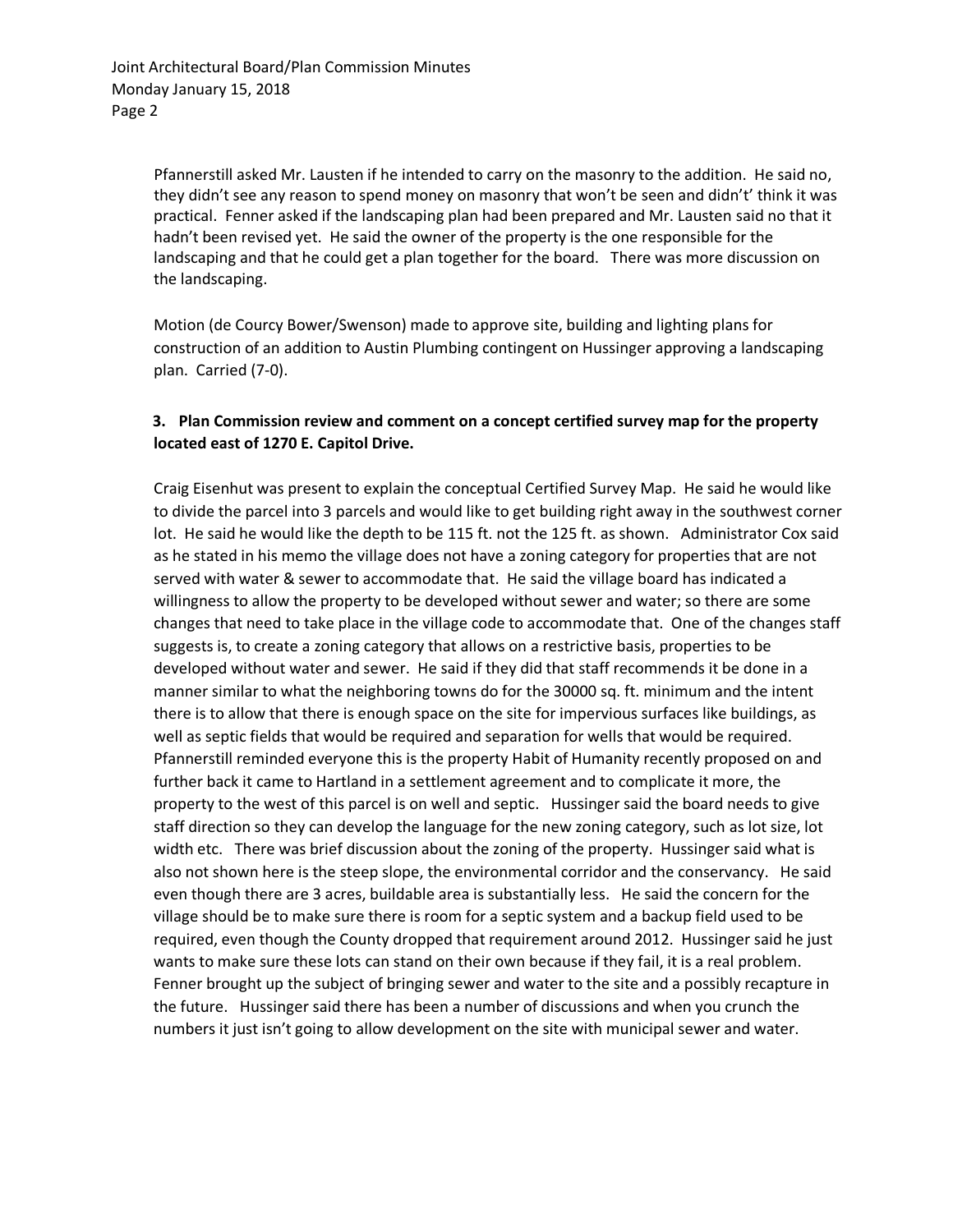Pfannerstill asked Mr. Lausten if he intended to carry on the masonry to the addition. He said no, they didn't see any reason to spend money on masonry that won't be seen and didn't' think it was practical. Fenner asked if the landscaping plan had been prepared and Mr. Lausten said no that it hadn't been revised yet. He said the owner of the property is the one responsible for the landscaping and that he could get a plan together for the board. There was more discussion on the landscaping.

Motion (de Courcy Bower/Swenson) made to approve site, building and lighting plans for construction of an addition to Austin Plumbing contingent on Hussinger approving a landscaping plan. Carried (7-0).

**3. Plan Commission review and comment on a concept certified survey map for the property located east of 1270 E. Capitol Drive.**

Craig Eisenhut was present to explain the conceptual Certified Survey Map. He said he would like to divide the parcel into 3 parcels and would like to get building right away in the southwest corner lot. He said he would like the depth to be 115 ft. not the 125 ft. as shown. Administrator Cox said as he stated in his memo the village does not have a zoning category for properties that are not served with water & sewer to accommodate that. He said the village board has indicated a willingness to allow the property to be developed without sewer and water; so there are some changes that need to take place in the village code to accommodate that. One of the changes staff suggests is, to create a zoning category that allows on a restrictive basis, properties to be developed without water and sewer. He said if they did that staff recommends it be done in a manner similar to what the neighboring towns do for the 30000 sq. ft. minimum and the intent there is to allow that there is enough space on the site for impervious surfaces like buildings, as well as septic fields that would be required and separation for wells that would be required. Pfannerstill reminded everyone this is the property Habit of Humanity recently proposed on and further back it came to Hartland in a settlement agreement and to complicate it more, the property to the west of this parcel is on well and septic. Hussinger said the board needs to give staff direction so they can develop the language for the new zoning category, such as lot size, lot width etc. There was brief discussion about the zoning of the property. Hussinger said what is also not shown here is the steep slope, the environmental corridor and the conservancy. He said even though there are 3 acres, buildable area is substantially less. He said the concern for the village should be to make sure there is room for a septic system and a backup field used to be required, even though the County dropped that requirement around 2012. Hussinger said he just wants to make sure these lots can stand on their own because if they fail, it is a real problem. Fenner brought up the subject of bringing sewer and water to the site and a possibly recapture in the future. Hussinger said there has been a number of discussions and when you crunch the numbers it just isn't going to allow development on the site with municipal sewer and water.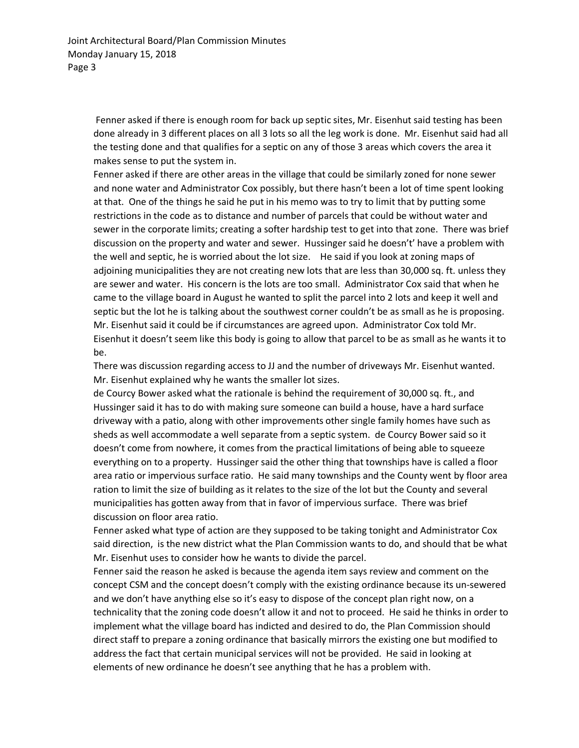Fenner asked if there is enough room for back up septic sites, Mr. Eisenhut said testing has been done already in 3 different places on all 3 lots so all the leg work is done. Mr. Eisenhut said had all the testing done and that qualifies for a septic on any of those 3 areas which covers the area it makes sense to put the system in.

Fenner asked if there are other areas in the village that could be similarly zoned for none sewer and none water and Administrator Cox possibly, but there hasn't been a lot of time spent looking at that. One of the things he said he put in his memo was to try to limit that by putting some restrictions in the code as to distance and number of parcels that could be without water and sewer in the corporate limits; creating a softer hardship test to get into that zone. There was brief discussion on the property and water and sewer. Hussinger said he doesn't' have a problem with the well and septic, he is worried about the lot size. He said if you look at zoning maps of adjoining municipalities they are not creating new lots that are less than 30,000 sq. ft. unless they are sewer and water. His concern is the lots are too small. Administrator Cox said that when he came to the village board in August he wanted to split the parcel into 2 lots and keep it well and septic but the lot he is talking about the southwest corner couldn't be as small as he is proposing. Mr. Eisenhut said it could be if circumstances are agreed upon. Administrator Cox told Mr. Eisenhut it doesn't seem like this body is going to allow that parcel to be as small as he wants it to be.

There was discussion regarding access to JJ and the number of driveways Mr. Eisenhut wanted. Mr. Eisenhut explained why he wants the smaller lot sizes.

de Courcy Bower asked what the rationale is behind the requirement of 30,000 sq. ft., and Hussinger said it has to do with making sure someone can build a house, have a hard surface driveway with a patio, along with other improvements other single family homes have such as sheds as well accommodate a well separate from a septic system. de Courcy Bower said so it doesn't come from nowhere, it comes from the practical limitations of being able to squeeze everything on to a property. Hussinger said the other thing that townships have is called a floor area ratio or impervious surface ratio. He said many townships and the County went by floor area ration to limit the size of building as it relates to the size of the lot but the County and several municipalities has gotten away from that in favor of impervious surface. There was brief discussion on floor area ratio.

Fenner asked what type of action are they supposed to be taking tonight and Administrator Cox said direction, is the new district what the Plan Commission wants to do, and should that be what Mr. Eisenhut uses to consider how he wants to divide the parcel.

Fenner said the reason he asked is because the agenda item says review and comment on the concept CSM and the concept doesn't comply with the existing ordinance because its un-sewered and we don't have anything else so it's easy to dispose of the concept plan right now, on a technicality that the zoning code doesn't allow it and not to proceed. He said he thinks in order to implement what the village board has indicted and desired to do, the Plan Commission should direct staff to prepare a zoning ordinance that basically mirrors the existing one but modified to address the fact that certain municipal services will not be provided. He said in looking at elements of new ordinance he doesn't see anything that he has a problem with.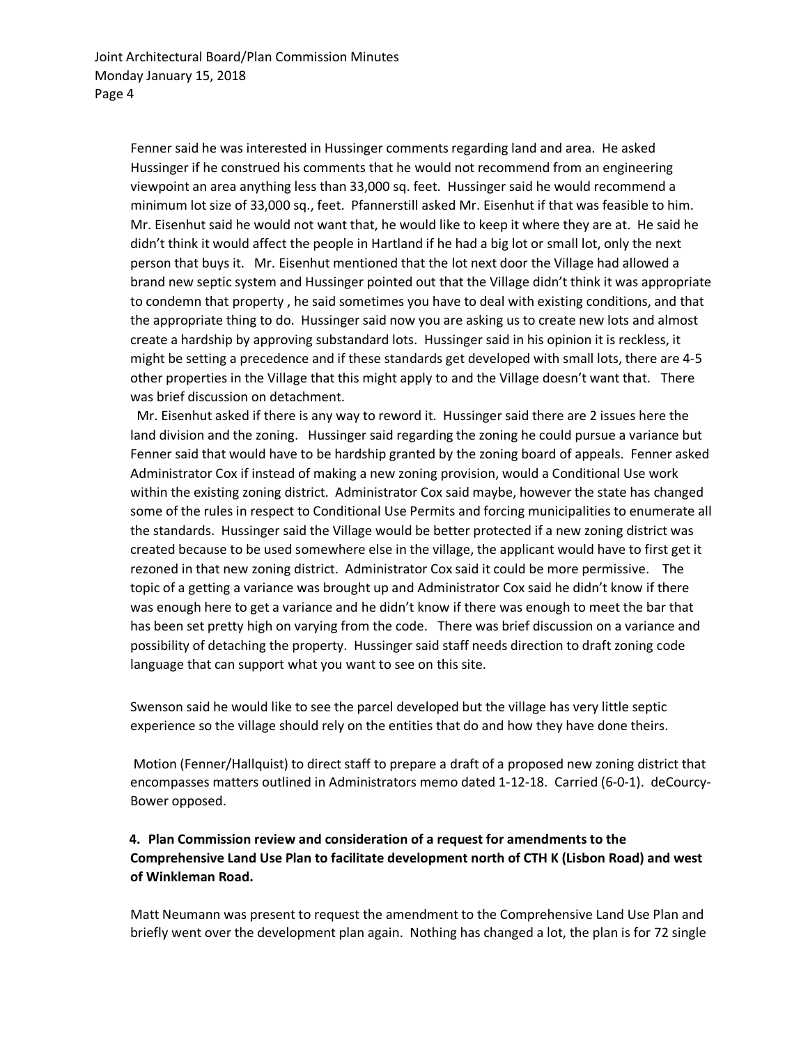Fenner said he was interested in Hussinger comments regarding land and area. He asked Hussinger if he construed his comments that he would not recommend from an engineering viewpoint an area anything less than 33,000 sq. feet. Hussinger said he would recommend a minimum lot size of 33,000 sq., feet. Pfannerstill asked Mr. Eisenhut if that was feasible to him. Mr. Eisenhut said he would not want that, he would like to keep it where they are at. He said he didn't think it would affect the people in Hartland if he had a big lot or small lot, only the next person that buys it. Mr. Eisenhut mentioned that the lot next door the Village had allowed a brand new septic system and Hussinger pointed out that the Village didn't think it was appropriate to condemn that property , he said sometimes you have to deal with existing conditions, and that the appropriate thing to do. Hussinger said now you are asking us to create new lots and almost create a hardship by approving substandard lots. Hussinger said in his opinion it is reckless, it might be setting a precedence and if these standards get developed with small lots, there are 4-5 other properties in the Village that this might apply to and the Village doesn't want that. There was brief discussion on detachment.

Mr. Eisenhut asked if there is any way to reword it. Hussinger said there are 2 issues here the land division and the zoning. Hussinger said regarding the zoning he could pursue a variance but Fenner said that would have to be hardship granted by the zoning board of appeals. Fenner asked Administrator Cox if instead of making a new zoning provision, would a Conditional Use work within the existing zoning district. Administrator Cox said maybe, however the state has changed some of the rules in respect to Conditional Use Permits and forcing municipalities to enumerate all the standards. Hussinger said the Village would be better protected if a new zoning district was created because to be used somewhere else in the village, the applicant would have to first get it rezoned in that new zoning district. Administrator Cox said it could be more permissive. The topic of a getting a variance was brought up and Administrator Cox said he didn't know if there was enough here to get a variance and he didn't know if there was enough to meet the bar that has been set pretty high on varying from the code. There was brief discussion on a variance and possibility of detaching the property. Hussinger said staff needs direction to draft zoning code language that can support what you want to see on this site.

Swenson said he would like to see the parcel developed but the village has very little septic experience so the village should rely on the entities that do and how they have done theirs.

Motion (Fenner/Hallquist) to direct staff to prepare a draft of a proposed new zoning district that encompasses matters outlined in Administrators memo dated 1-12-18. Carried (6-0-1). deCourcy-Bower opposed.

**4. Plan Commission review and consideration of a request for amendments to the Comprehensive Land Use Plan to facilitate development north of CTH K (Lisbon Road) and west of Winkleman Road.**

Matt Neumann was present to request the amendment to the Comprehensive Land Use Plan and briefly went over the development plan again. Nothing has changed a lot, the plan is for 72 single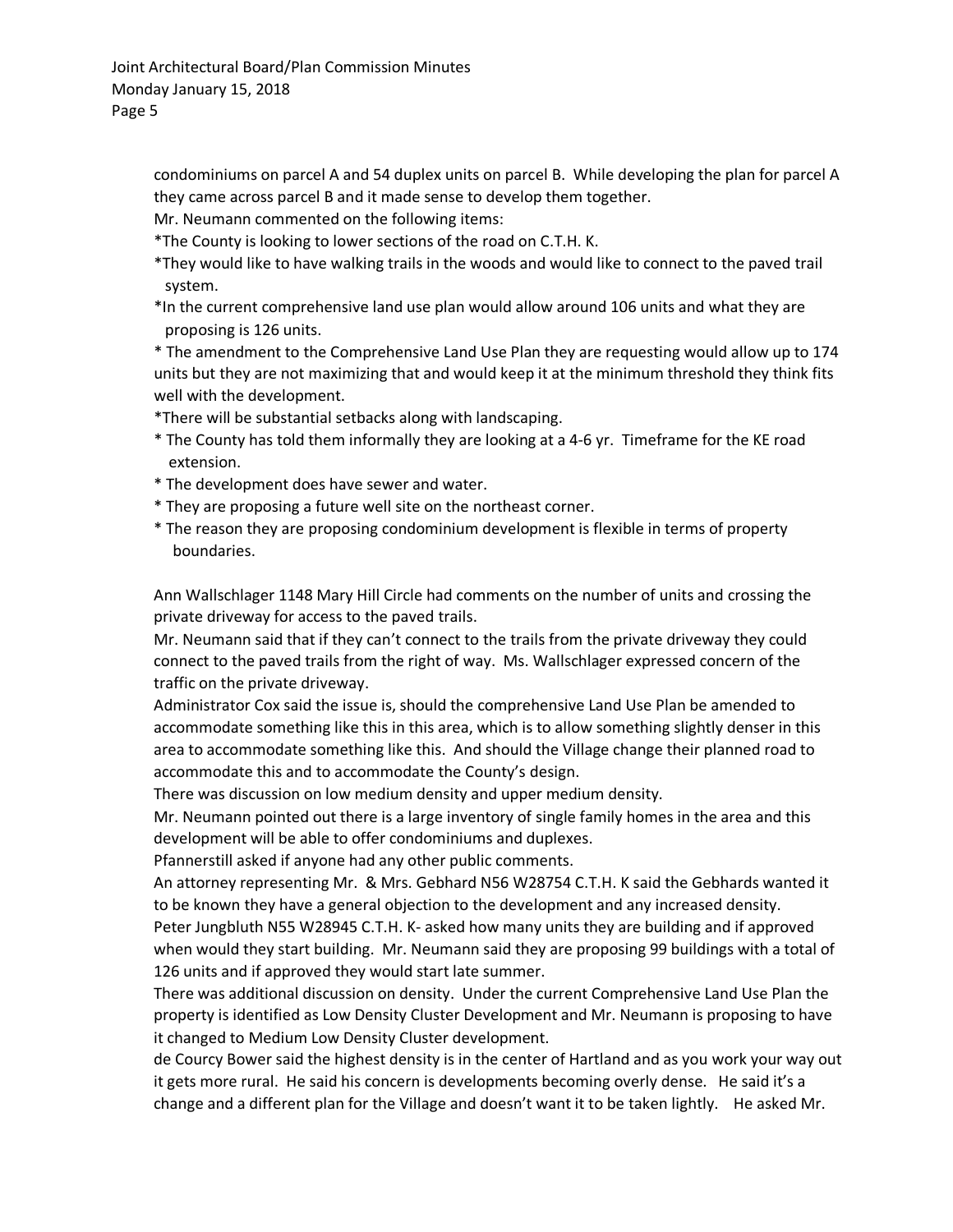condominiums on parcel A and 54 duplex units on parcel B. While developing the plan for parcel A they came across parcel B and it made sense to develop them together.

Mr. Neumann commented on the following items:

*The County is looking to lower sections of the road on C.T.H. K.

*They would like to have walking trails in the woods and would like to connect to the paved trail system.

*In the current comprehensive land use plan would allow around 106 units and what they are proposing is 126 units.

* The amendment to the Comprehensive Land Use Plan they are requesting would allow up to 174 units but they are not maximizing that and would keep it at the minimum threshold they think fits well with the development.

*There will be substantial setbacks along with landscaping.

* The County has told them informally they are looking at a 4-6 yr. Timeframe for the KE road extension.

* The development does have sewer and water.

* They are proposing a future well site on the northeast corner.

* The reason they are proposing condominium development is flexible in terms of property boundaries.

Ann Wallschlager 1148 Mary Hill Circle had comments on the number of units and crossing the private driveway for access to the paved trails.

Mr. Neumann said that if they can't connect to the trails from the private driveway they could connect to the paved trails from the right of way. Ms. Wallschlager expressed concern of the traffic on the private driveway.

Administrator Cox said the issue is, should the comprehensive Land Use Plan be amended to accommodate something like this in this area, which is to allow something slightly denser in this area to accommodate something like this. And should the Village change their planned road to accommodate this and to accommodate the County's design.

There was discussion on low medium density and upper medium density.

Mr. Neumann pointed out there is a large inventory of single family homes in the area and this development will be able to offer condominiums and duplexes.

Pfannerstill asked if anyone had any other public comments.

An attorney representing Mr. & Mrs. Gebhard N56 W28754 C.T.H. K said the Gebhards wanted it to be known they have a general objection to the development and any increased density.

Peter Jungbluth N55 W28945 C.T.H. K- asked how many units they are building and if approved when would they start building. Mr. Neumann said they are proposing 99 buildings with a total of 126 units and if approved they would start late summer.

There was additional discussion on density. Under the current Comprehensive Land Use Plan the property is identified as Low Density Cluster Development and Mr. Neumann is proposing to have it changed to Medium Low Density Cluster development.

de Courcy Bower said the highest density is in the center of Hartland and as you work your way out it gets more rural. He said his concern is developments becoming overly dense. He said it's a change and a different plan for the Village and doesn't want it to be taken lightly. He asked Mr.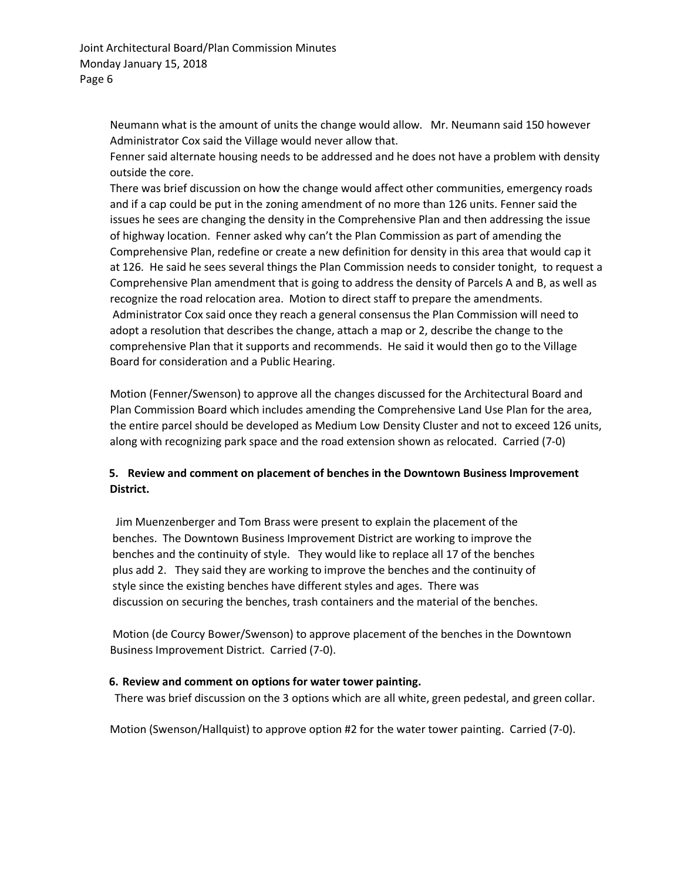Neumann what is the amount of units the change would allow. Mr. Neumann said 150 however Administrator Cox said the Village would never allow that.

Fenner said alternate housing needs to be addressed and he does not have a problem with density outside the core.

There was brief discussion on how the change would affect other communities, emergency roads and if a cap could be put in the zoning amendment of no more than 126 units. Fenner said the issues he sees are changing the density in the Comprehensive Plan and then addressing the issue of highway location. Fenner asked why can't the Plan Commission as part of amending the Comprehensive Plan, redefine or create a new definition for density in this area that would cap it at 126. He said he sees several things the Plan Commission needs to consider tonight, to request a Comprehensive Plan amendment that is going to address the density of Parcels A and B, as well as recognize the road relocation area. Motion to direct staff to prepare the amendments. Administrator Cox said once they reach a general consensus the Plan Commission will need to adopt a resolution that describes the change, attach a map or 2, describe the change to the comprehensive Plan that it supports and recommends. He said it would then go to the Village Board for consideration and a Public Hearing.

Motion (Fenner/Swenson) to approve all the changes discussed for the Architectural Board and Plan Commission Board which includes amending the Comprehensive Land Use Plan for the area, the entire parcel should be developed as Medium Low Density Cluster and not to exceed 126 units, along with recognizing park space and the road extension shown as relocated. Carried (7-0)

**5. Review and comment on placement of benches in the Downtown Business Improvement District.**

Jim Muenzenberger and Tom Brass were present to explain the placement of the benches. The Downtown Business Improvement District are working to improve the benches and the continuity of style. They would like to replace all 17 of the benches plus add 2. They said they are working to improve the benches and the continuity of style since the existing benches have different styles and ages. There was discussion on securing the benches, trash containers and the material of the benches.

Motion (de Courcy Bower/Swenson) to approve placement of the benches in the Downtown Business Improvement District. Carried (7-0).

**6. Review and comment on options for water tower painting.**

There was brief discussion on the 3 options which are all white, green pedestal, and green collar.

Motion (Swenson/Hallquist) to approve option #2 for the water tower painting. Carried (7-0).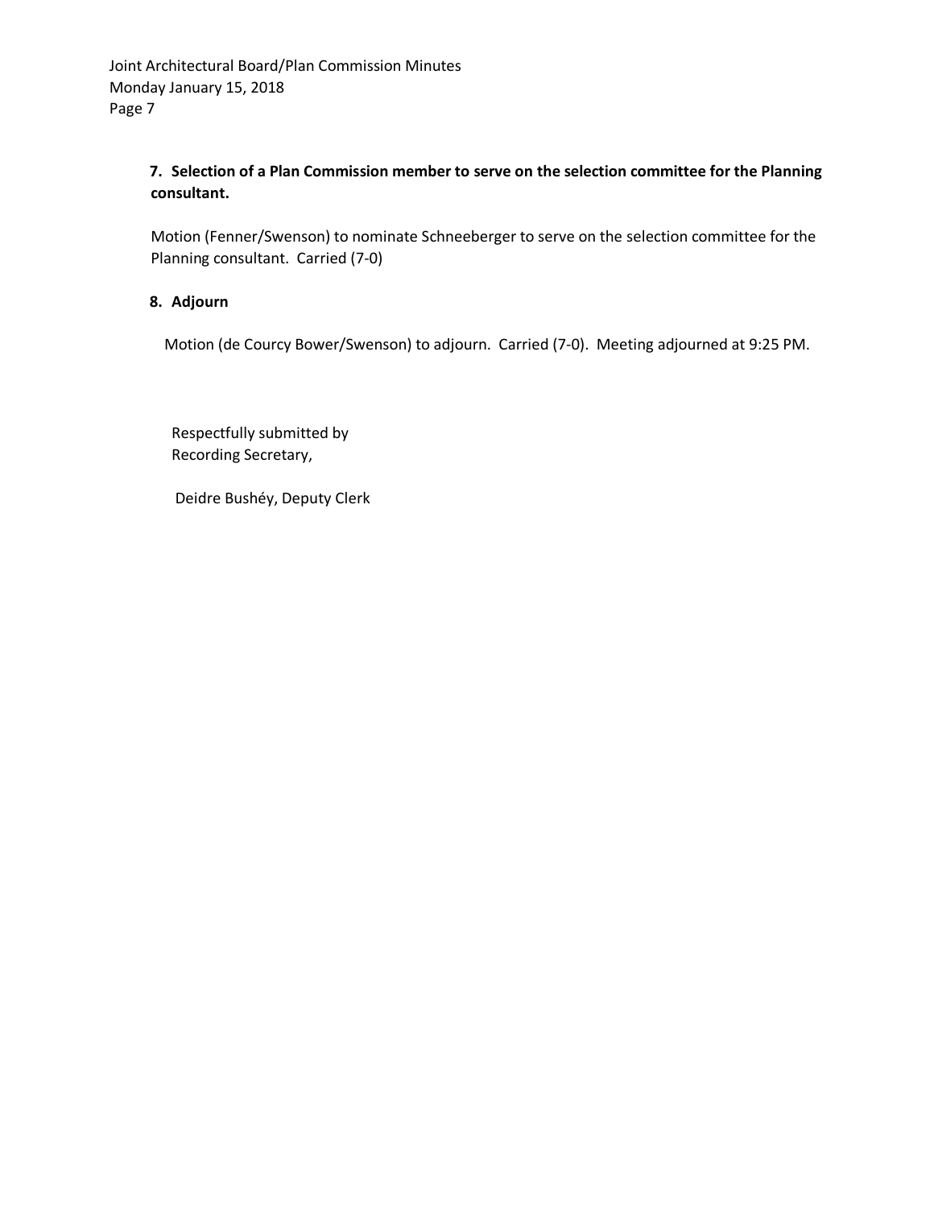**7. Selection of a Plan Commission member to serve on the selection committee for the Planning consultant.**

Motion (Fenner/Swenson) to nominate Schneeberger to serve on the selection committee for the Planning consultant. Carried (7-0)

**8. Adjourn**

Motion (de Courcy Bower/Swenson) to adjourn. Carried (7-0). Meeting adjourned at 9:25 PM.

Respectfully submitted by
Recording Secretary,

Deidre Bushéy, Deputy Clerk